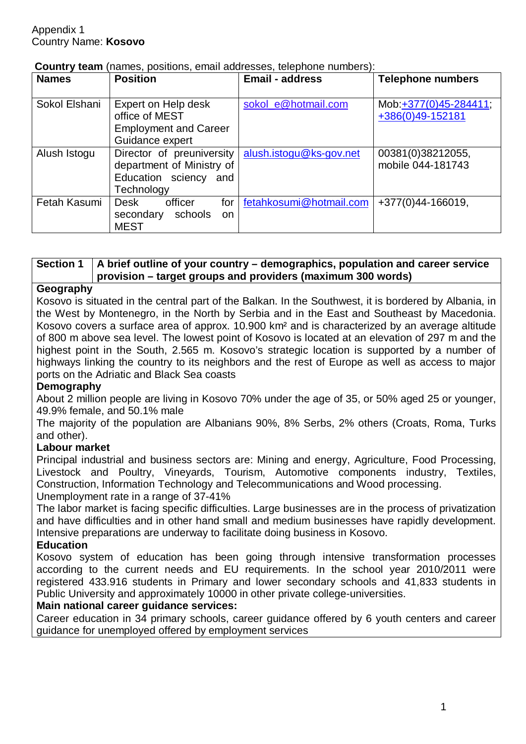Appendix 1
Country Name: **Kosovo**

**Country team** (names, positions, email addresses, telephone numbers):

| Names | Position | Email - address | Telephone numbers |
|---|---|---|---|
| Sokol Elshani | Expert on Help desk office of MEST Employment and Career Guidance expert | sokol_e@hotmail.com | Mob:+377(0)45-284411; +386(0)49-152181 |
| Alush Istogu | Director of preuniversity department of Ministry of Education sciency and Technology | alush.istogu@ks-gov.net | 00381(0)38212055, mobile 044-181743 |
| Fetah Kasumi | Desk officer for secondary schools on MEST | fetahkosumi@hotmail.com | +377(0)44-166019, |

| Section 1 | A brief outline of your country – demographics, population and career service provision – target groups and providers (maximum 300 words) |
|---|---|

**Geography**

Kosovo is situated in the central part of the Balkan. In the Southwest, it is bordered by Albania, in the West by Montenegro, in the North by Serbia and in the East and Southeast by Macedonia. Kosovo covers a surface area of approx. 10.900 km² and is characterized by an average altitude of 800 m above sea level. The lowest point of Kosovo is located at an elevation of 297 m and the highest point in the South, 2.565 m. Kosovo's strategic location is supported by a number of highways linking the country to its neighbors and the rest of Europe as well as access to major ports on the Adriatic and Black Sea coasts

**Demography**

About 2 million people are living in Kosovo 70% under the age of 35, or 50% aged 25 or younger, 49.9% female, and 50.1% male

The majority of the population are Albanians 90%, 8% Serbs, 2% others (Croats, Roma, Turks and other).

**Labour market**

Principal industrial and business sectors are: Mining and energy, Agriculture, Food Processing, Livestock and Poultry, Vineyards, Tourism, Automotive components industry, Textiles, Construction, Information Technology and Telecommunications and Wood processing.

Unemployment rate in a range of 37-41%

The labor market is facing specific difficulties. Large businesses are in the process of privatization and have difficulties and in other hand small and medium businesses have rapidly development. Intensive preparations are underway to facilitate doing business in Kosovo.

**Education**

Kosovo system of education has been going through intensive transformation processes according to the current needs and EU requirements. In the school year 2010/2011 were registered 433.916 students in Primary and lower secondary schools and 41,833 students in Public University and approximately 10000 in other private college-universities.

**Main national career guidance services:**

Career education in 34 primary schools, career guidance offered by 6 youth centers and career guidance for unemployed offered by employment services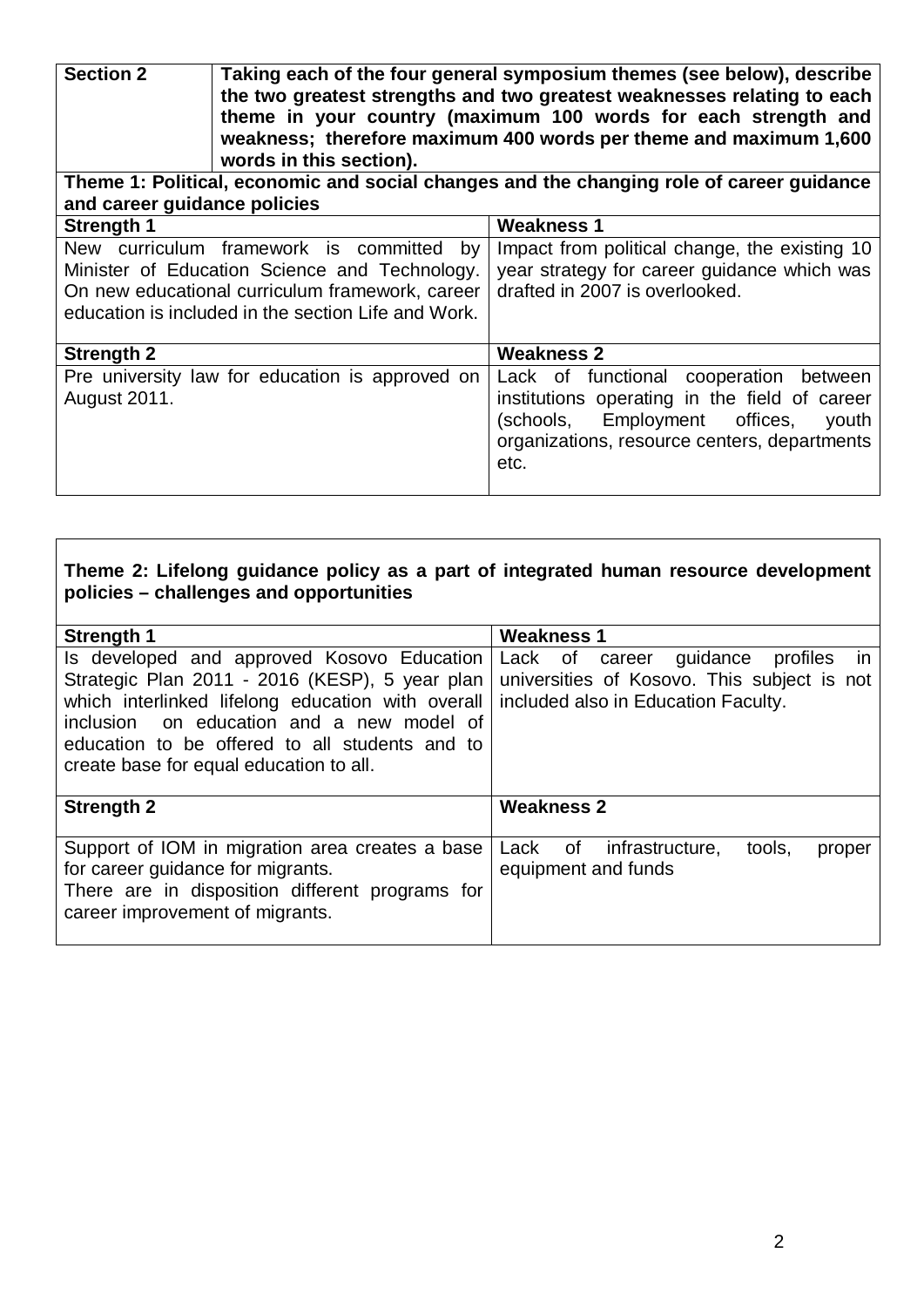| **Section 2** | **Taking each of the four general symposium themes (see below), describe the two greatest strengths and two greatest weaknesses relating to each theme in your country (maximum 100 words for each strength and weakness; therefore maximum 400 words per theme and maximum 1,600 words in this section).** |
|---|---|

**Theme 1: Political, economic and social changes and the changing role of career guidance and career guidance policies**

| **Strength 1** | **Weakness 1** |
|---|---|
| New curriculum framework is committed by Minister of Education Science and Technology. On new educational curriculum framework, career education is included in the section Life and Work. | Impact from political change, the existing 10 year strategy for career guidance which was drafted in 2007 is overlooked. |
| **Strength 2** | **Weakness 2** |
| Pre university law for education is approved on August 2011. | Lack of functional cooperation between institutions operating in the field of career (schools, Employment offices, youth organizations, resource centers, departments etc. |

**Theme 2: Lifelong guidance policy as a part of integrated human resource development policies – challenges and opportunities**

| **Strength 1** | **Weakness 1** |
|---|---|
| Is developed and approved Kosovo Education Strategic Plan 2011 - 2016 (KESP), 5 year plan which interlinked lifelong education with overall inclusion on education and a new model of education to be offered to all students and to create base for equal education to all. | Lack of career guidance profiles in universities of Kosovo. This subject is not included also in Education Faculty. |
| **Strength 2** | **Weakness 2** |
| Support of IOM in migration area creates a base for career guidance for migrants. There are in disposition different programs for career improvement of migrants. | Lack of infrastructure, tools, proper equipment and funds |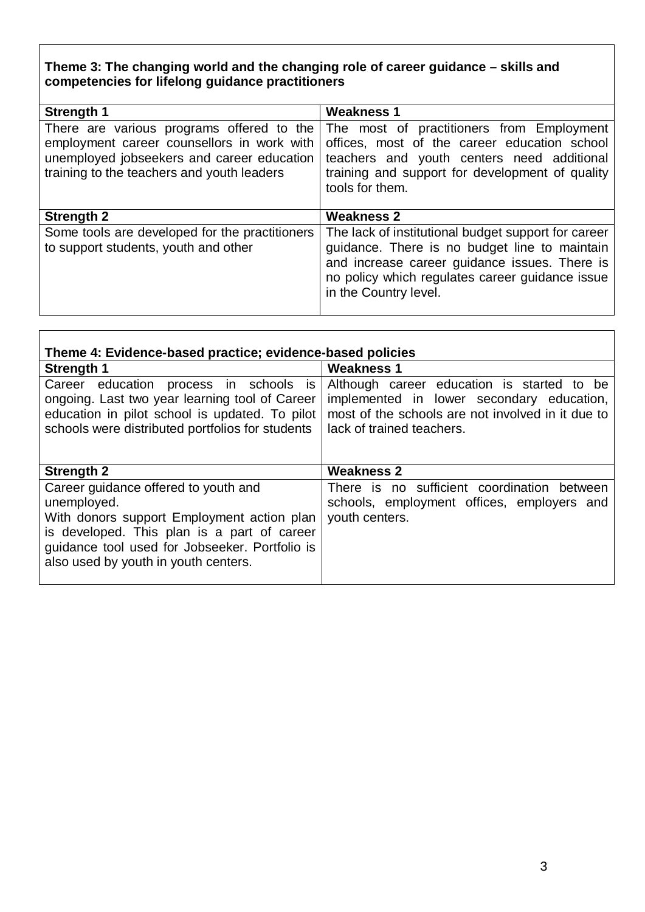**Theme 3: The changing world and the changing role of career guidance – skills and competencies for lifelong guidance practitioners**

| Strength 1 | Weakness 1 |
| --- | --- |
| There are various programs offered to the employment career counsellors in work with unemployed jobseekers and career education training to the teachers and youth leaders | The most of practitioners from Employment offices, most of the career education school teachers and youth centers need additional training and support for development of quality tools for them. |
| **Strength 2** | **Weakness 2** |
| Some tools are developed for the practitioners to support students, youth and other | The lack of institutional budget support for career guidance. There is no budget line to maintain and increase career guidance issues. There is no policy which regulates career guidance issue in the Country level. |

**Theme 4: Evidence-based practice; evidence-based policies**

| Strength 1 | Weakness 1 |
| --- | --- |
| Career education process in schools is ongoing. Last two year learning tool of Career education in pilot school is updated. To pilot schools were distributed portfolios for students | Although career education is started to be implemented in lower secondary education, most of the schools are not involved in it due to lack of trained teachers. |
| **Strength 2** | **Weakness 2** |
| Career guidance offered to youth and unemployed. With donors support Employment action plan is developed. This plan is a part of career guidance tool used for Jobseeker. Portfolio is also used by youth in youth centers. | There is no sufficient coordination between schools, employment offices, employers and youth centers. |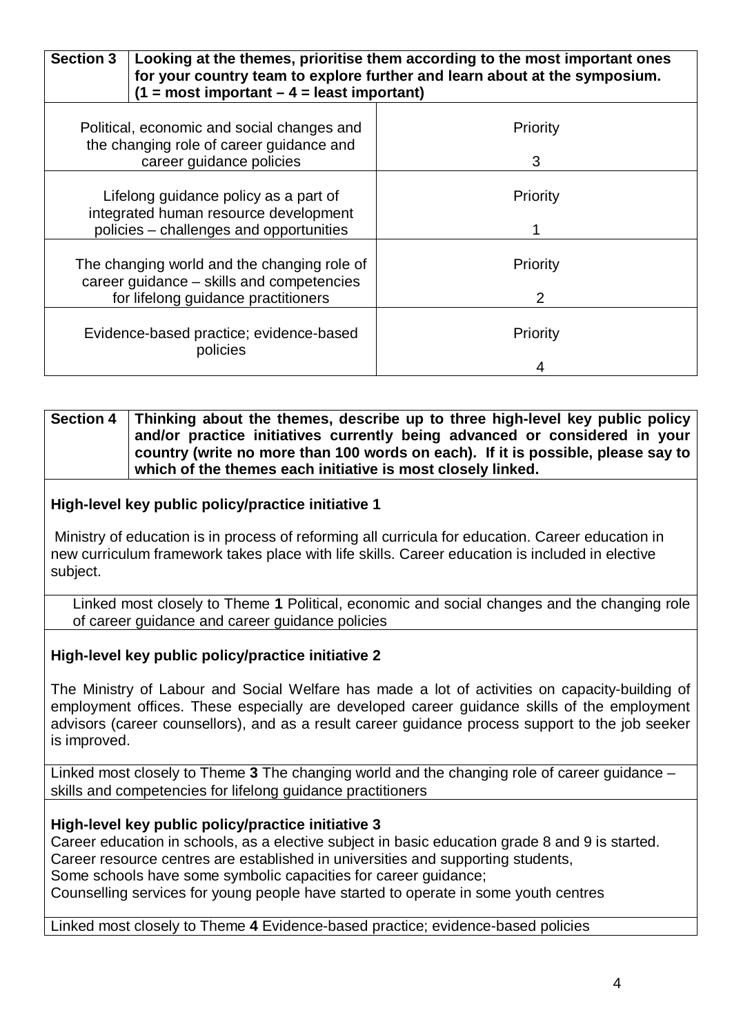| Section 3 | Looking at the themes, prioritise them according to the most important ones for your country team to explore further and learn about at the symposium. (1 = most important – 4 = least important) |
|---|---|
| Political, economic and social changes and the changing role of career guidance and career guidance policies | Priority<br><br>3 |
| Lifelong guidance policy as a part of integrated human resource development policies – challenges and opportunities | Priority<br><br>1 |
| The changing world and the changing role of career guidance – skills and competencies for lifelong guidance practitioners | Priority<br><br>2 |
| Evidence-based practice; evidence-based policies | Priority<br><br>4 |

| Section 4 | Thinking about the themes, describe up to three high-level key public policy and/or practice initiatives currently being advanced or considered in your country (write no more than 100 words on each). If it is possible, please say to which of the themes each initiative is most closely linked. |
|---|---|

**High-level key public policy/practice initiative 1**

Ministry of education is in process of reforming all curricula for education. Career education in new curriculum framework takes place with life skills. Career education is included in elective subject.

Linked most closely to Theme **1** Political, economic and social changes and the changing role of career guidance and career guidance policies

**High-level key public policy/practice initiative 2**

The Ministry of Labour and Social Welfare has made a lot of activities on capacity-building of employment offices. These especially are developed career guidance skills of the employment advisors (career counsellors), and as a result career guidance process support to the job seeker is improved.

Linked most closely to Theme **3** The changing world and the changing role of career guidance – skills and competencies for lifelong guidance practitioners

**High-level key public policy/practice initiative 3**

Career education in schools, as a elective subject in basic education grade 8 and 9 is started.
Career resource centres are established in universities and supporting students,
Some schools have some symbolic capacities for career guidance;
Counselling services for young people have started to operate in some youth centres

Linked most closely to Theme **4** Evidence-based practice; evidence-based policies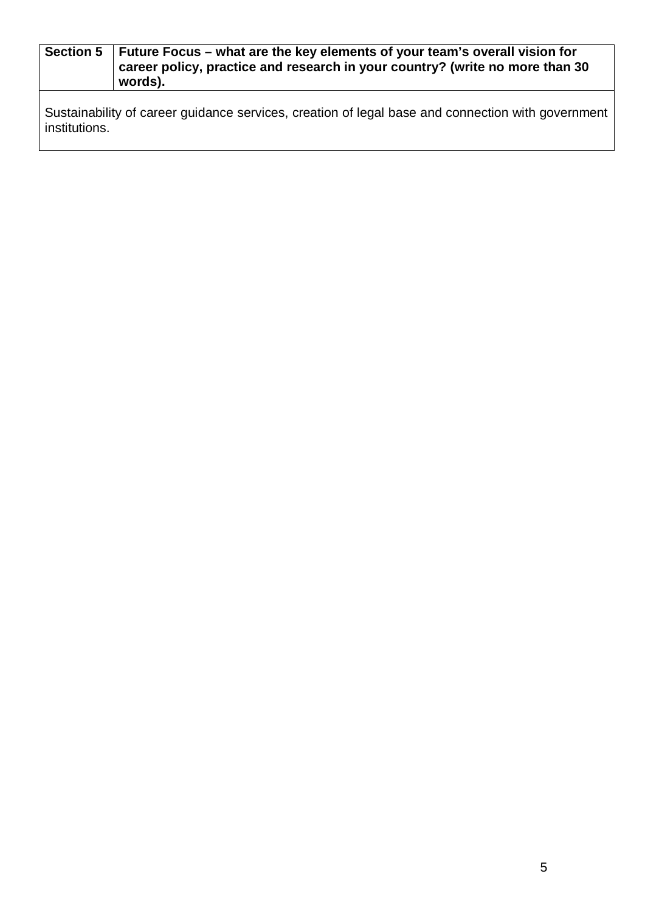| Section 5 | Future Focus – what are the key elements of your team's overall vision for career policy, practice and research in your country? (write no more than 30 words). |
|---|---|
| Sustainability of career guidance services, creation of legal base and connection with government institutions. | |